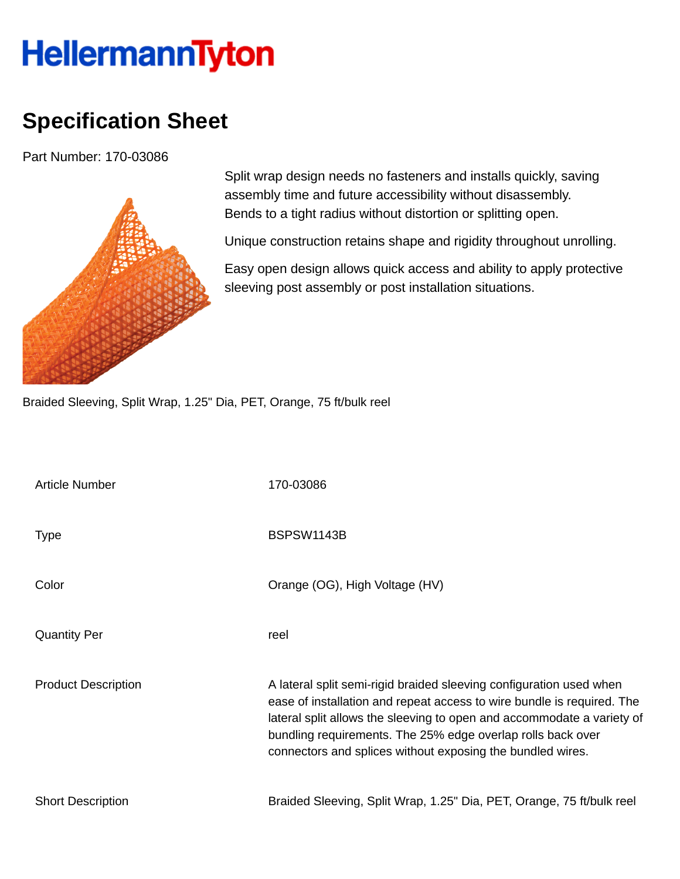# HellermannTyton

## Specification Sheet

Part Number: 170-03086

Split wrap design needs no fasteners and installs quickly, saving assembly time and future accessibility without disassembly. Bends to a tight radius without distortion or splitting open.

Unique construction retains shape and rigidity throughout unrolling.

Easy open design allows quick access and ability to apply protective sleeving post assembly or post installation situations.

Braided Sleeving, Split Wrap, 1.25" Dia, PET, Orange, 75 ft/bulk reel

| | |
|---|---|
| Article Number | 170-03086 |
| Type | BSPSW1143B |
| Color | Orange (OG), High Voltage (HV) |
| Quantity Per | reel |
| Product Description | A lateral split semi-rigid braided sleeving configuration used when ease of installation and repeat access to wire bundle is required. The lateral split allows the sleeving to open and accommodate a variety of bundling requirements. The 25% edge overlap rolls back over connectors and splices without exposing the bundled wires. |
| Short Description | Braided Sleeving, Split Wrap, 1.25" Dia, PET, Orange, 75 ft/bulk reel |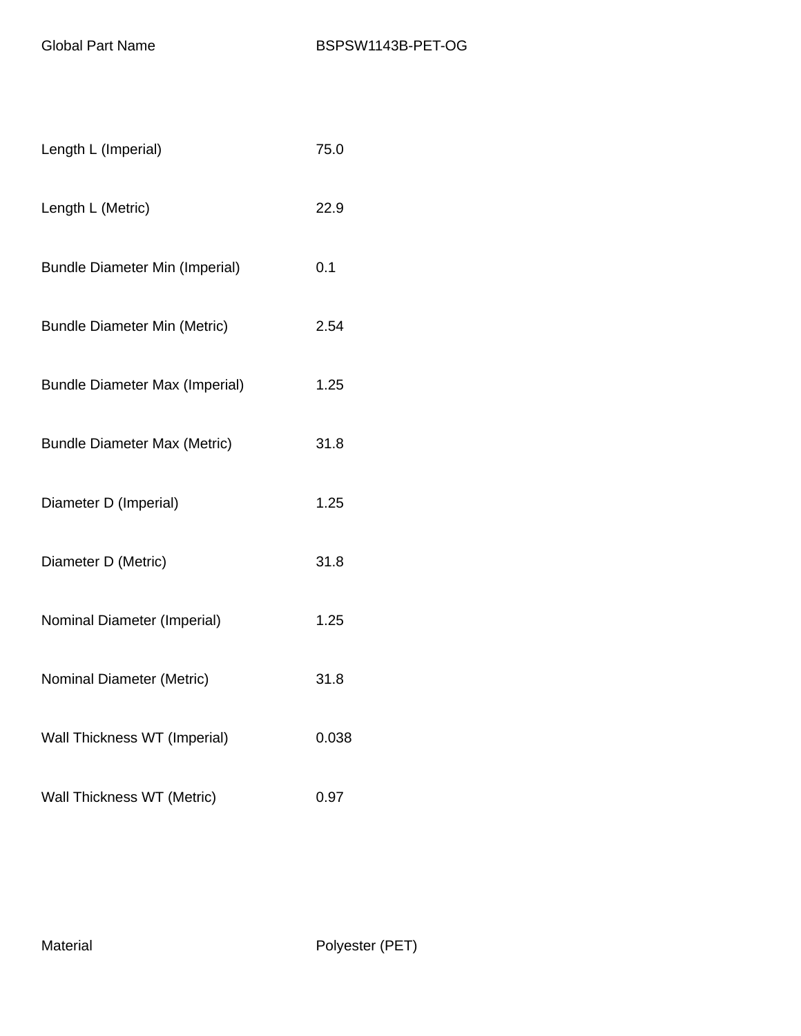| Global Part Name | BSPSW1143B-PET-OG |
| --- | --- |
| Length L (Imperial) | 75.0 |
| Length L (Metric) | 22.9 |
| Bundle Diameter Min (Imperial) | 0.1 |
| Bundle Diameter Min (Metric) | 2.54 |
| Bundle Diameter Max (Imperial) | 1.25 |
| Bundle Diameter Max (Metric) | 31.8 |
| Diameter D (Imperial) | 1.25 |
| Diameter D (Metric) | 31.8 |
| Nominal Diameter (Imperial) | 1.25 |
| Nominal Diameter (Metric) | 31.8 |
| Wall Thickness WT (Imperial) | 0.038 |
| Wall Thickness WT (Metric) | 0.97 |
| Material | Polyester (PET) |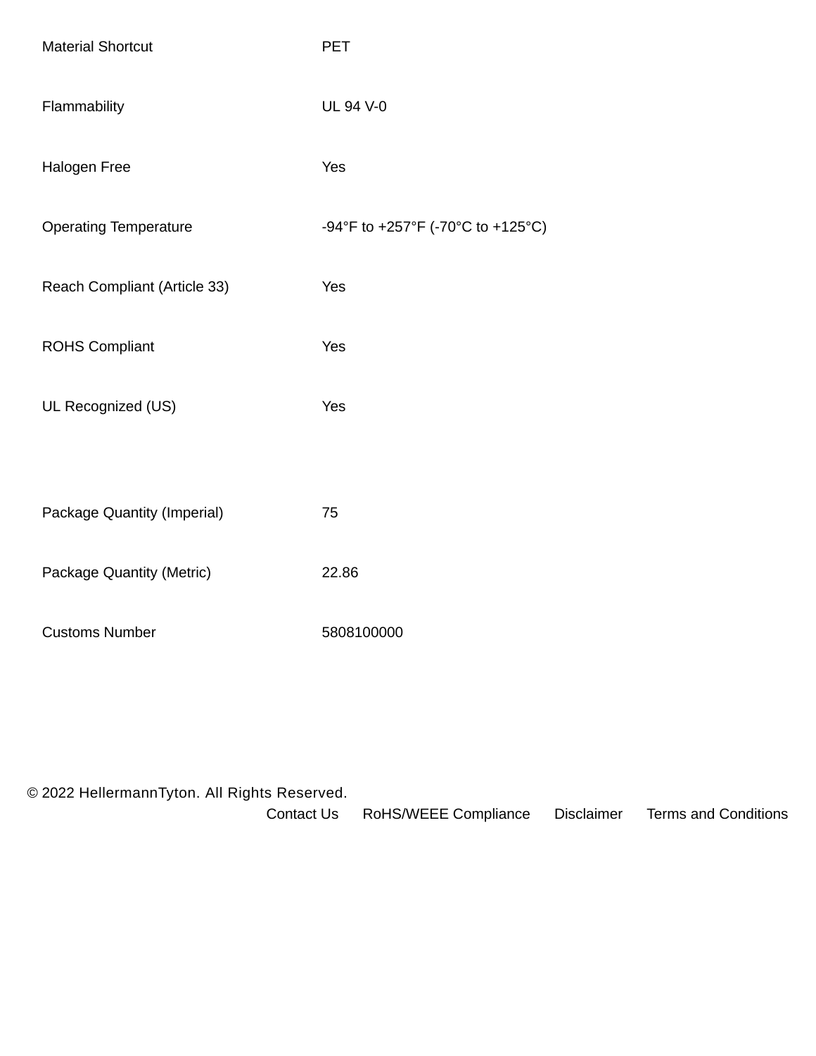| | |
|---|---|
| Material Shortcut | PET |
| Flammability | UL 94 V-0 |
| Halogen Free | Yes |
| Operating Temperature | -94°F to +257°F (-70°C to +125°C) |
| Reach Compliant (Article 33) | Yes |
| ROHS Compliant | Yes |
| UL Recognized (US) | Yes |

| | |
|---|---|
| Package Quantity (Imperial) | 75 |
| Package Quantity (Metric) | 22.86 |
| Customs Number | 5808100000 |

© 2022 HellermannTyton. All Rights Reserved.

Contact Us RoHS/WEEE Compliance Disclaimer Terms and Conditions